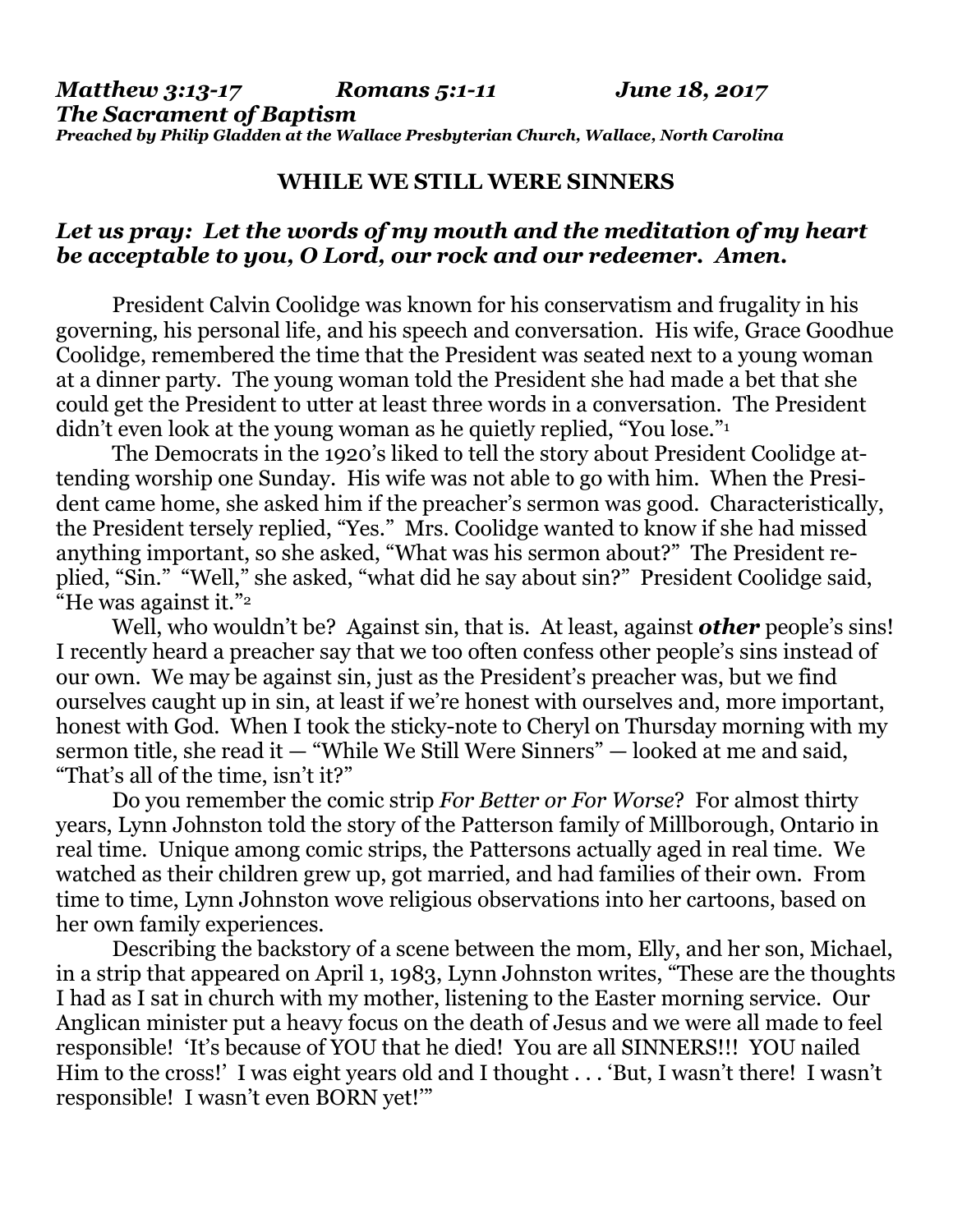***Matthew 3:13-17 Romans 5:1-11 June 18, 2017***
***The Sacrament of Baptism***
***Preached by Philip Gladden at the Wallace Presbyterian Church, Wallace, North Carolina***

**WHILE WE STILL WERE SINNERS**

***Let us pray: Let the words of my mouth and the meditation of my heart be acceptable to you, O Lord, our rock and our redeemer. Amen.***

President Calvin Coolidge was known for his conservatism and frugality in his governing, his personal life, and his speech and conversation. His wife, Grace Goodhue Coolidge, remembered the time that the President was seated next to a young woman at a dinner party. The young woman told the President she had made a bet that she could get the President to utter at least three words in a conversation. The President didn't even look at the young woman as he quietly replied, "You lose."[1]

The Democrats in the 1920's liked to tell the story about President Coolidge attending worship one Sunday. His wife was not able to go with him. When the President came home, she asked him if the preacher's sermon was good. Characteristically, the President tersely replied, "Yes." Mrs. Coolidge wanted to know if she had missed anything important, so she asked, "What was his sermon about?" The President replied, "Sin." "Well," she asked, "what did he say about sin?" President Coolidge said, "He was against it."[2]

Well, who wouldn't be? Against sin, that is. At least, against ***other*** people's sins! I recently heard a preacher say that we too often confess other people's sins instead of our own. We may be against sin, just as the President's preacher was, but we find ourselves caught up in sin, at least if we're honest with ourselves and, more important, honest with God. When I took the sticky-note to Cheryl on Thursday morning with my sermon title, she read it — "While We Still Were Sinners" — looked at me and said, "That's all of the time, isn't it?"

Do you remember the comic strip *For Better or For Worse*? For almost thirty years, Lynn Johnston told the story of the Patterson family of Millborough, Ontario in real time. Unique among comic strips, the Pattersons actually aged in real time. We watched as their children grew up, got married, and had families of their own. From time to time, Lynn Johnston wove religious observations into her cartoons, based on her own family experiences.

Describing the backstory of a scene between the mom, Elly, and her son, Michael, in a strip that appeared on April 1, 1983, Lynn Johnston writes, "These are the thoughts I had as I sat in church with my mother, listening to the Easter morning service. Our Anglican minister put a heavy focus on the death of Jesus and we were all made to feel responsible! 'It's because of YOU that he died! You are all SINNERS!!! YOU nailed Him to the cross!' I was eight years old and I thought . . . 'But, I wasn't there! I wasn't responsible! I wasn't even BORN yet!'"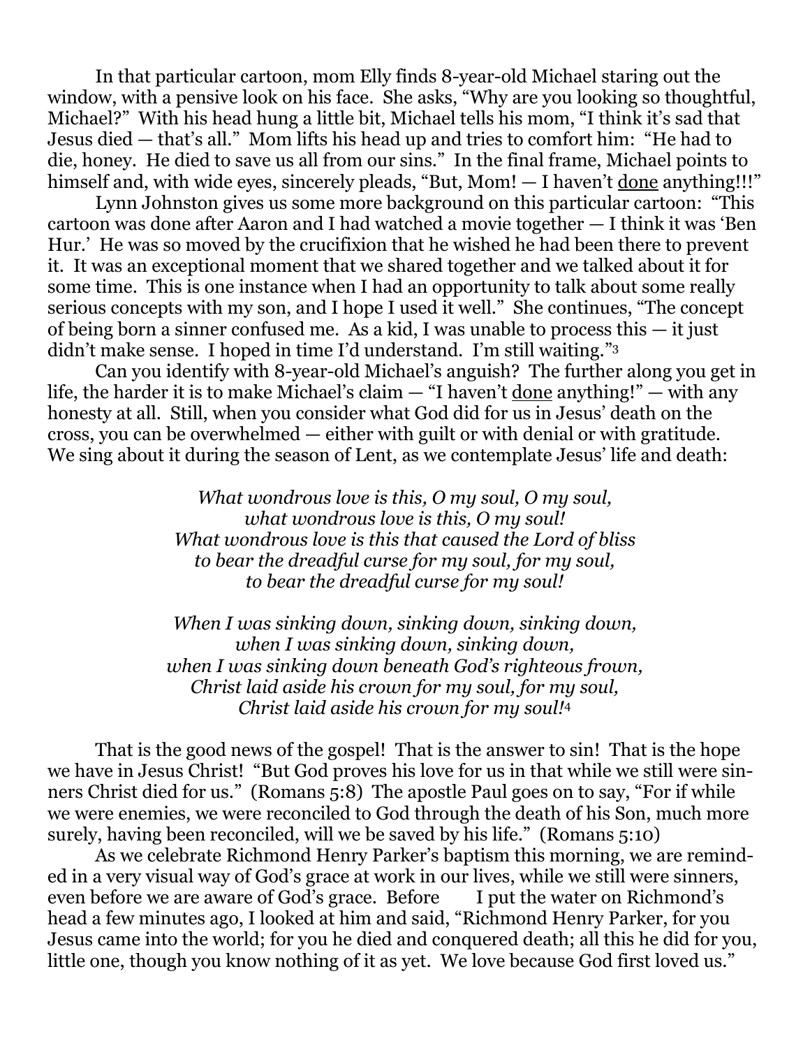In that particular cartoon, mom Elly finds 8-year-old Michael staring out the window, with a pensive look on his face. She asks, "Why are you looking so thoughtful, Michael?" With his head hung a little bit, Michael tells his mom, "I think it's sad that Jesus died — that's all." Mom lifts his head up and tries to comfort him: "He had to die, honey. He died to save us all from our sins." In the final frame, Michael points to himself and, with wide eyes, sincerely pleads, "But, Mom! — I haven't <u>done</u> anything!!!"

Lynn Johnston gives us some more background on this particular cartoon: "This cartoon was done after Aaron and I had watched a movie together — I think it was 'Ben Hur.' He was so moved by the crucifixion that he wished he had been there to prevent it. It was an exceptional moment that we shared together and we talked about it for some time. This is one instance when I had an opportunity to talk about some really serious concepts with my son, and I hope I used it well." She continues, "The concept of being born a sinner confused me. As a kid, I was unable to process this — it just didn't make sense. I hoped in time I'd understand. I'm still waiting."[3]

Can you identify with 8-year-old Michael's anguish? The further along you get in life, the harder it is to make Michael's claim — "I haven't <u>done</u> anything!" — with any honesty at all. Still, when you consider what God did for us in Jesus' death on the cross, you can be overwhelmed — either with guilt or with denial or with gratitude. We sing about it during the season of Lent, as we contemplate Jesus' life and death:

*What wondrous love is this, O my soul, O my soul,*
*what wondrous love is this, O my soul!*
*What wondrous love is this that caused the Lord of bliss*
*to bear the dreadful curse for my soul, for my soul,*
*to bear the dreadful curse for my soul!*

*When I was sinking down, sinking down, sinking down,*
*when I was sinking down, sinking down,*
*when I was sinking down beneath God's righteous frown,*
*Christ laid aside his crown for my soul, for my soul,*
*Christ laid aside his crown for my soul!*[4]

That is the good news of the gospel! That is the answer to sin! That is the hope we have in Jesus Christ! "But God proves his love for us in that while we still were sinners Christ died for us." (Romans 5:8) The apostle Paul goes on to say, "For if while we were enemies, we were reconciled to God through the death of his Son, much more surely, having been reconciled, will we be saved by his life." (Romans 5:10)

As we celebrate Richmond Henry Parker's baptism this morning, we are reminded in a very visual way of God's grace at work in our lives, while we still were sinners, even before we are aware of God's grace. Before I put the water on Richmond's head a few minutes ago, I looked at him and said, "Richmond Henry Parker, for you Jesus came into the world; for you he died and conquered death; all this he did for you, little one, though you know nothing of it as yet. We love because God first loved us."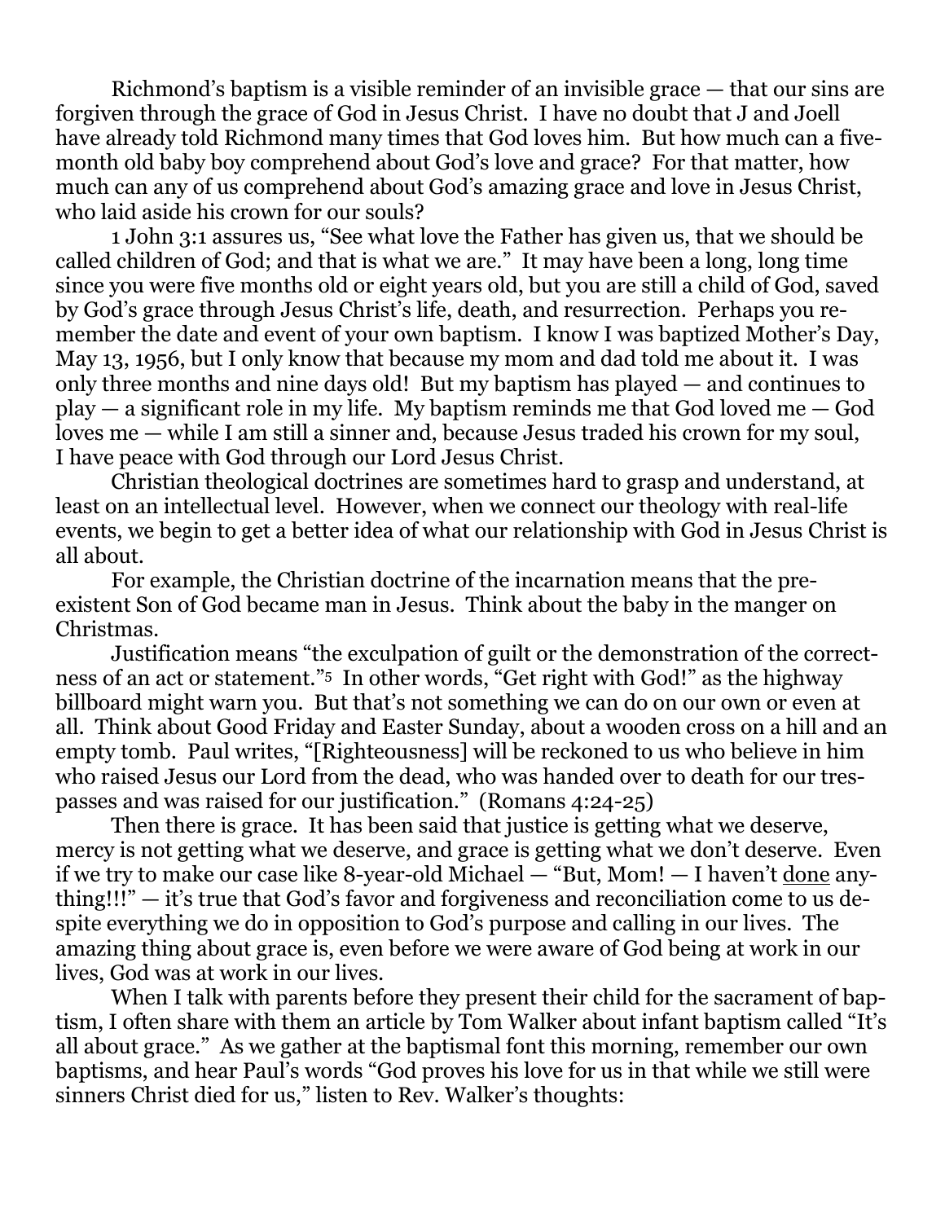Richmond's baptism is a visible reminder of an invisible grace — that our sins are forgiven through the grace of God in Jesus Christ. I have no doubt that J and Joell have already told Richmond many times that God loves him. But how much can a five-month old baby boy comprehend about God's love and grace? For that matter, how much can any of us comprehend about God's amazing grace and love in Jesus Christ, who laid aside his crown for our souls?

1 John 3:1 assures us, "See what love the Father has given us, that we should be called children of God; and that is what we are." It may have been a long, long time since you were five months old or eight years old, but you are still a child of God, saved by God's grace through Jesus Christ's life, death, and resurrection. Perhaps you remember the date and event of your own baptism. I know I was baptized Mother's Day, May 13, 1956, but I only know that because my mom and dad told me about it. I was only three months and nine days old! But my baptism has played — and continues to play — a significant role in my life. My baptism reminds me that God loved me — God loves me — while I am still a sinner and, because Jesus traded his crown for my soul, I have peace with God through our Lord Jesus Christ.

Christian theological doctrines are sometimes hard to grasp and understand, at least on an intellectual level. However, when we connect our theology with real-life events, we begin to get a better idea of what our relationship with God in Jesus Christ is all about.

For example, the Christian doctrine of the incarnation means that the pre-existent Son of God became man in Jesus. Think about the baby in the manger on Christmas.

Justification means "the exculpation of guilt or the demonstration of the correctness of an act or statement."[5] In other words, "Get right with God!" as the highway billboard might warn you. But that's not something we can do on our own or even at all. Think about Good Friday and Easter Sunday, about a wooden cross on a hill and an empty tomb. Paul writes, "[Righteousness] will be reckoned to us who believe in him who raised Jesus our Lord from the dead, who was handed over to death for our trespasses and was raised for our justification." (Romans 4:24-25)

Then there is grace. It has been said that justice is getting what we deserve, mercy is not getting what we deserve, and grace is getting what we don't deserve. Even if we try to make our case like 8-year-old Michael — "But, Mom! — I haven't <u>done</u> anything!!!" — it's true that God's favor and forgiveness and reconciliation come to us despite everything we do in opposition to God's purpose and calling in our lives. The amazing thing about grace is, even before we were aware of God being at work in our lives, God was at work in our lives.

When I talk with parents before they present their child for the sacrament of baptism, I often share with them an article by Tom Walker about infant baptism called "It's all about grace." As we gather at the baptismal font this morning, remember our own baptisms, and hear Paul's words "God proves his love for us in that while we still were sinners Christ died for us," listen to Rev. Walker's thoughts: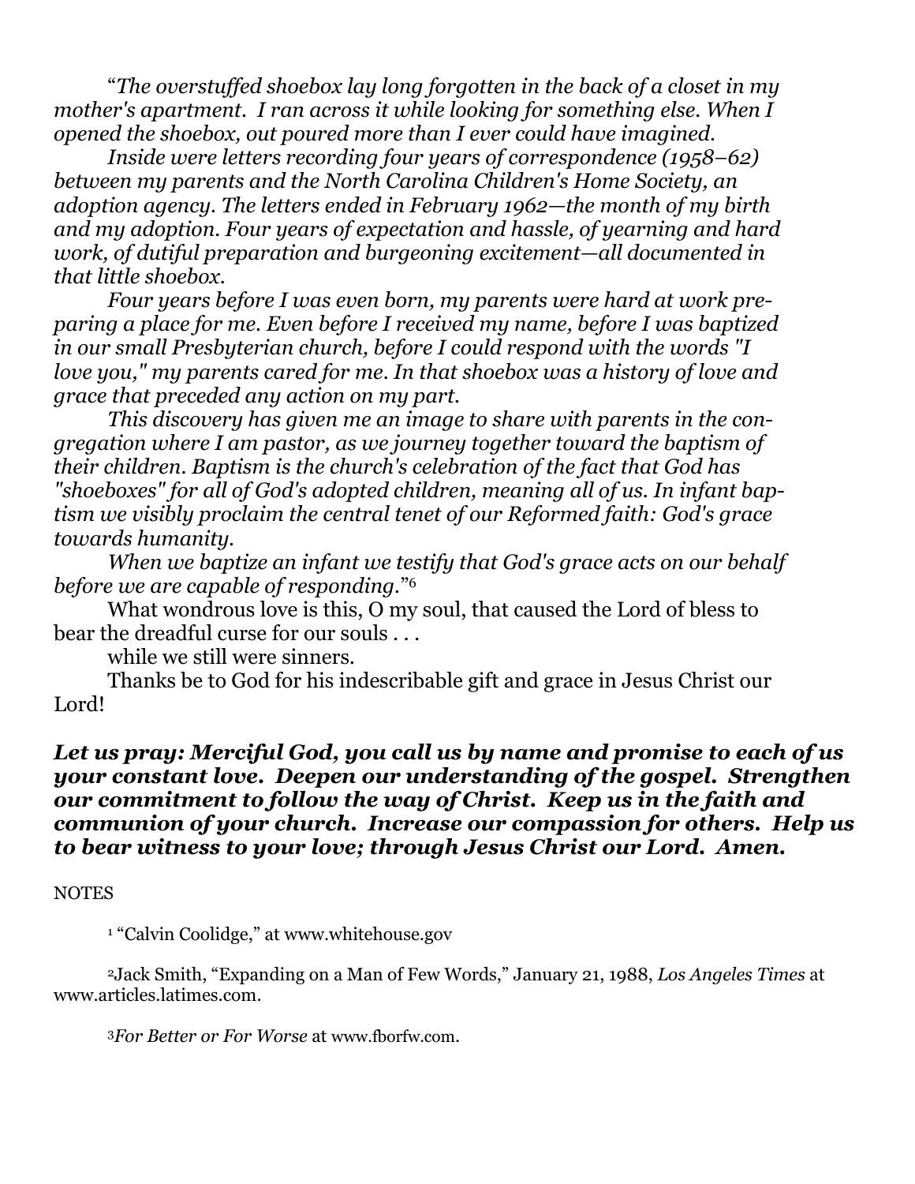*"The overstuffed shoebox lay long forgotten in the back of a closet in my mother's apartment. I ran across it while looking for something else. When I opened the shoebox, out poured more than I ever could have imagined.*

*Inside were letters recording four years of correspondence (1958–62) between my parents and the North Carolina Children's Home Society, an adoption agency. The letters ended in February 1962—the month of my birth and my adoption. Four years of expectation and hassle, of yearning and hard work, of dutiful preparation and burgeoning excitement—all documented in that little shoebox.*

*Four years before I was even born, my parents were hard at work preparing a place for me. Even before I received my name, before I was baptized in our small Presbyterian church, before I could respond with the words "I love you," my parents cared for me. In that shoebox was a history of love and grace that preceded any action on my part.*

*This discovery has given me an image to share with parents in the congregation where I am pastor, as we journey together toward the baptism of their children. Baptism is the church's celebration of the fact that God has "shoeboxes" for all of God's adopted children, meaning all of us. In infant baptism we visibly proclaim the central tenet of our Reformed faith: God's grace towards humanity.*

*When we baptize an infant we testify that God's grace acts on our behalf before we are capable of responding."*[6]

What wondrous love is this, O my soul, that caused the Lord of bless to bear the dreadful curse for our souls . . .

while we still were sinners.

Thanks be to God for his indescribable gift and grace in Jesus Christ our Lord!

***Let us pray: Merciful God, you call us by name and promise to each of us your constant love. Deepen our understanding of the gospel. Strengthen our commitment to follow the way of Christ. Keep us in the faith and communion of your church. Increase our compassion for others. Help us to bear witness to your love; through Jesus Christ our Lord. Amen.***

NOTES

[1] "Calvin Coolidge," at www.whitehouse.gov

[2] Jack Smith, "Expanding on a Man of Few Words," January 21, 1988, *Los Angeles Times* at www.articles.latimes.com.

[3] *For Better or For Worse* at www.fborfw.com.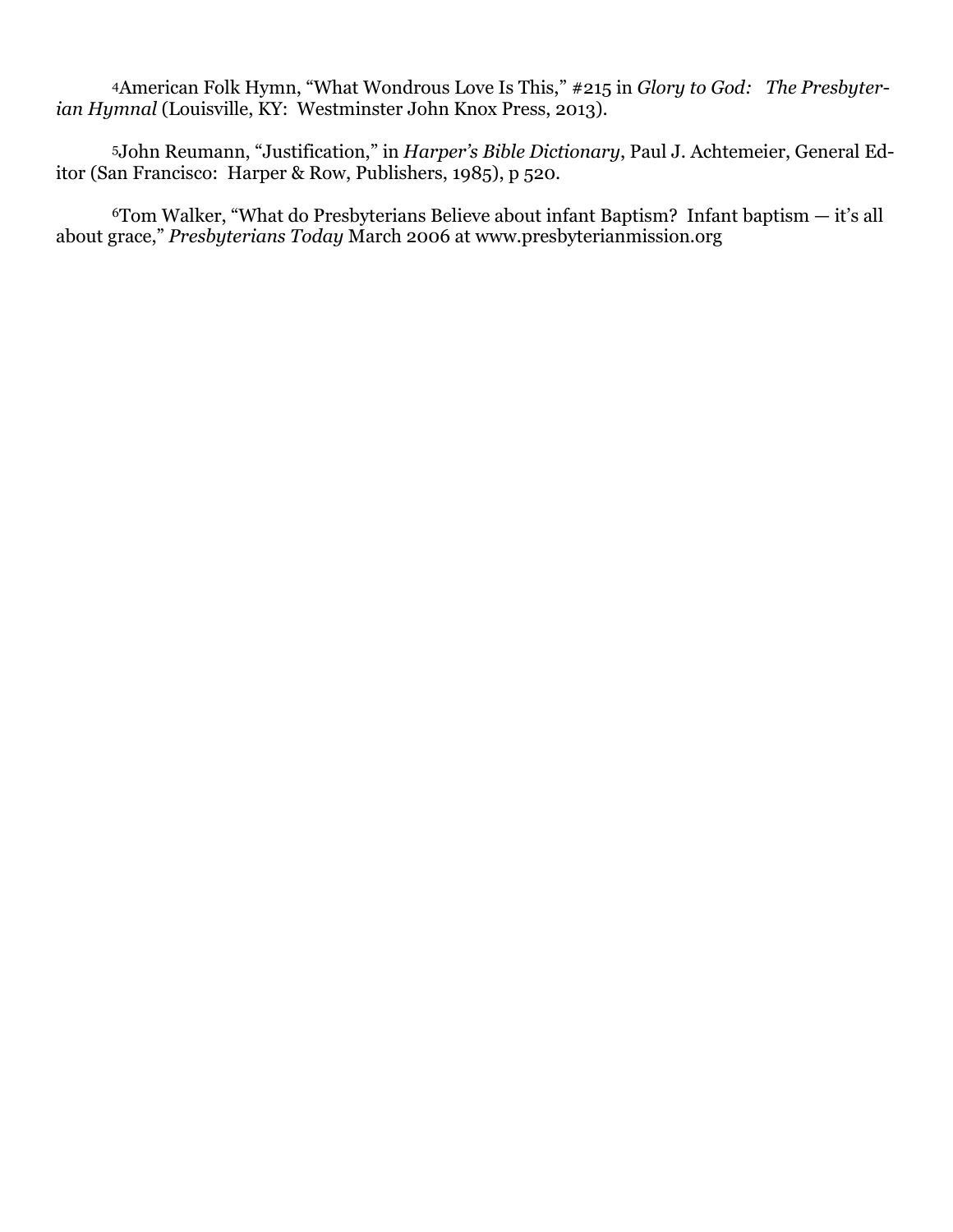[4]American Folk Hymn, "What Wondrous Love Is This," #215 in *Glory to God: The Presbyterian Hymnal* (Louisville, KY: Westminster John Knox Press, 2013).

[5]John Reumann, "Justification," in *Harper's Bible Dictionary*, Paul J. Achtemeier, General Editor (San Francisco: Harper & Row, Publishers, 1985), p 520.

[6]Tom Walker, "What do Presbyterians Believe about infant Baptism? Infant baptism — it's all about grace," *Presbyterians Today* March 2006 at www.presbyterianmission.org